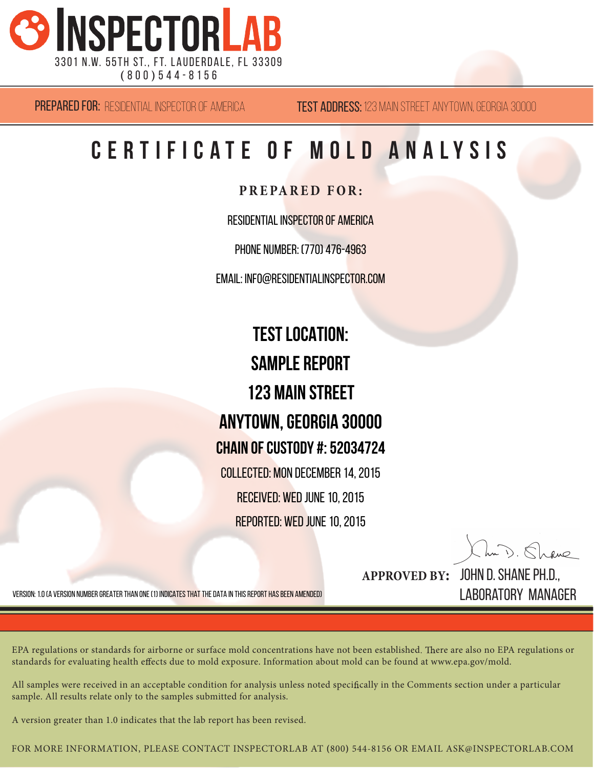# InspectorLab

3301 N.W. 55TH ST., FT. LAUDERDALE, FL 33309
(800)544-8156

**PREPARED FOR:** RESIDENTIAL INSPECTOR OF AMERICA    **TEST ADDRESS:** 123 MAIN STREET ANYTOWN, GEORGIA 30000

# CERTIFICATE OF MOLD ANALYSIS

**PREPARED FOR:**

RESIDENTIAL INSPECTOR OF AMERICA

PHONE NUMBER: (770) 476-4963

EMAIL: INFO@RESIDENTIALINSPECTOR.COM

## TEST LOCATION:
## SAMPLE REPORT
## 123 MAIN STREET
## ANYTOWN, GEORGIA 30000

### CHAIN OF CUSTODY #: 52034724

COLLECTED: MON DECEMBER 14, 2015

RECEIVED: WED JUNE 10, 2015

REPORTED: WED JUNE 10, 2015

**APPROVED BY:** JOHN D. SHANE PH.D., LABORATORY MANAGER

VERSION: 1.0 (A VERSION NUMBER GREATER THAN ONE (1) INDICATES THAT THE DATA IN THIS REPORT HAS BEEN AMENDED)

EPA regulations or standards for airborne or surface mold concentrations have not been established. There are also no EPA regulations or standards for evaluating health effects due to mold exposure. Information about mold can be found at www.epa.gov/mold.

All samples were received in an acceptable condition for analysis unless noted specifically in the Comments section under a particular sample. All results relate only to the samples submitted for analysis.

A version greater than 1.0 indicates that the lab report has been revised.

FOR MORE INFORMATION, PLEASE CONTACT INSPECTORLAB AT (800) 544-8156 OR EMAIL ASK@INSPECTORLAB.COM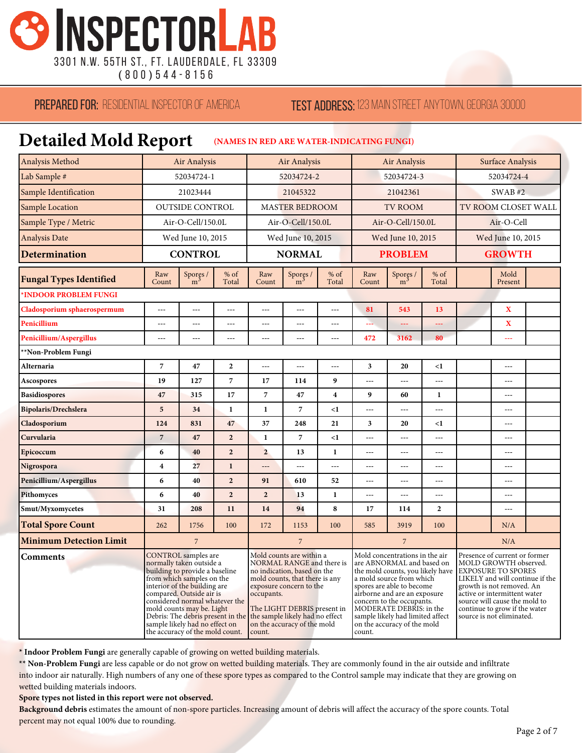# INSPECTORLAB

3301 N.W. 55TH ST., FT. LAUDERDALE, FL 33309
(800)544-8156

**PREPARED FOR:** RESIDENTIAL INSPECTOR OF AMERICA **TEST ADDRESS:** 123 MAIN STREET ANYTOWN, GEORGIA 30000

## Detailed Mold Report

**(NAMES IN RED ARE WATER-INDICATING FUNGI)**

| Analysis Method | Air Analysis | | | Air Analysis | | | Air Analysis | | | Surface Analysis | | |
|---|---|---|---|---|---|---|---|---|---|---|---|---|
| Lab Sample # | 52034724-1 | | | 52034724-2 | | | 52034724-3 | | | 52034724-4 | | |
| Sample Identification | 21023444 | | | 21045322 | | | 21042361 | | | SWAB #2 | | |
| Sample Location | OUTSIDE CONTROL | | | MASTER BEDROOM | | | TV ROOM | | | TV ROOM CLOSET WALL | | |
| Sample Type / Metric | Air-O-Cell/150.0L | | | Air-O-Cell/150.0L | | | Air-O-Cell/150.0L | | | Air-O-Cell | | |
| Analysis Date | Wed June 10, 2015 | | | Wed June 10, 2015 | | | Wed June 10, 2015 | | | Wed June 10, 2015 | | |
| **Determination** | **CONTROL** | | | **NORMAL** | | | **PROBLEM** | | | **GROWTH** | | |
| **Fungal Types Identified** | Raw Count | Spores / $m^3$ | % of Total | Raw Count | Spores / $m^3$ | % of Total | Raw Count | Spores / $m^3$ | % of Total | | Mold Present | |
| ***INDOOR PROBLEM FUNGI** | | | | | | | | | | | | |
| **Cladosporium sphaerospermum** | --- | --- | --- | --- | --- | --- | **81** | **543** | **13** | | **X** | |
| **Penicillium** | --- | --- | --- | --- | --- | --- | --- | --- | --- | | **X** | |
| **Penicillium/Aspergillus** | --- | --- | --- | --- | --- | --- | **472** | **3162** | **80** | | --- | |
| ****Non-Problem Fungi** | | | | | | | | | | | | |
| **Alternaria** | 7 | 47 | 2 | --- | --- | --- | 3 | 20 | <1 | | --- | |
| **Ascospores** | 19 | 127 | 7 | 17 | 114 | 9 | --- | --- | --- | | --- | |
| **Basidiospores** | 47 | 315 | 17 | 7 | 47 | 4 | 9 | 60 | 1 | | --- | |
| **Bipolaris/Drechslera** | 5 | 34 | 1 | 1 | 7 | <1 | --- | --- | --- | | --- | |
| **Cladosporium** | 124 | 831 | 47 | 37 | 248 | 21 | 3 | 20 | <1 | | --- | |
| **Curvularia** | 7 | 47 | 2 | 1 | 7 | <1 | --- | --- | --- | | --- | |
| **Epicoccum** | 6 | 40 | 2 | 2 | 13 | 1 | --- | --- | --- | | --- | |
| **Nigrospora** | 4 | 27 | 1 | --- | --- | --- | --- | --- | --- | | --- | |
| **Penicillium/Aspergillus** | 6 | 40 | 2 | 91 | 610 | 52 | --- | --- | --- | | --- | |
| **Pithomyces** | 6 | 40 | 2 | 2 | 13 | 1 | --- | --- | --- | | --- | |
| **Smut/Myxomycetes** | 31 | 208 | 11 | 14 | 94 | 8 | 17 | 114 | 2 | | --- | |
| **Total Spore Count** | 262 | 1756 | 100 | 172 | 1153 | 100 | 585 | 3919 | 100 | | N/A | |
| **Minimum Detection Limit** | 7 | | | 7 | | | 7 | | | N/A | | |
| **Comments** | CONTROL samples are normally taken outside a building to provide a baseline from which samples on the interior of the building are compared. Outside air is considered normal whatever the mold counts may be. Light Debris: The debris present in the sample likely had no effect on the accuracy of the mold count. | | | Mold counts are within a NORMAL RANGE and there is no indication, based on the mold counts, that there is any exposure concern to the occupants. The LIGHT DEBRIS present in the sample likely had no effect on the accuracy of the mold count. | | | Mold concentrations in the air are ABNORMAL and based on the mold counts, you likely have a mold source from which spores are able to become airborne and are an exposure concern to the occupants. MODERATE DEBRIS: in the sample likely had limited affect on the accuracy of the mold count. | | | Presence of current or former MOLD GROWTH observed. EXPOSURE TO SPORES LIKELY and will continue if the growth is not removed. An active or intermittent water source will cause the mold to continue to grow if the water source is not eliminated. | | |

\* **Indoor Problem Fungi** are generally capable of growing on wetted building materials.

\*\* **Non-Problem Fungi** are less capable or do not grow on wetted building materials. They are commonly found in the air outside and infiltrate into indoor air naturally. High numbers of any one of these spore types as compared to the Control sample may indicate that they are growing on wetted building materials indoors.

**Spore types not listed in this report were not observed.**

**Background debris** estimates the amount of non-spore particles. Increasing amount of debris will affect the accuracy of the spore counts. Total percent may not equal 100% due to rounding.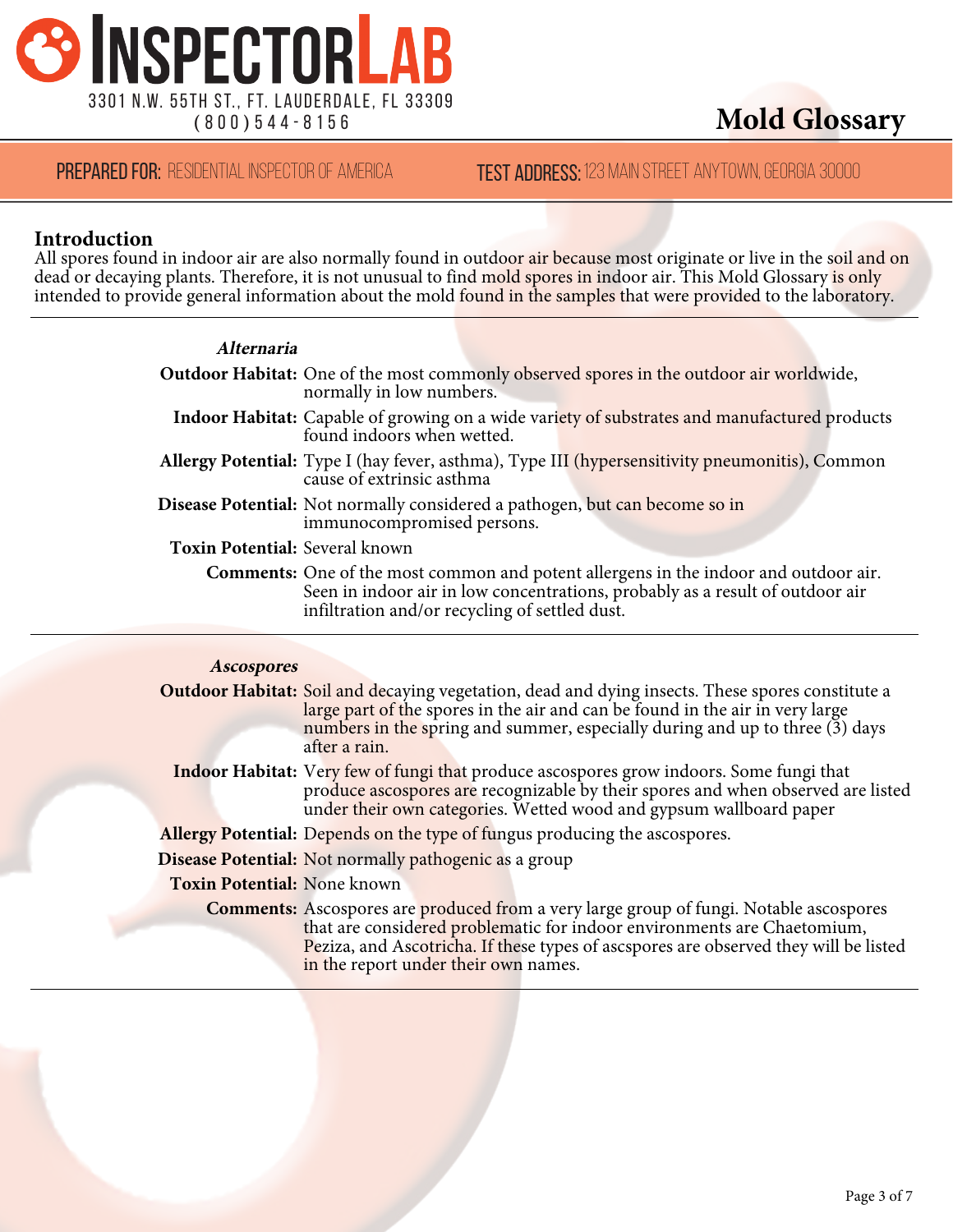# InspectorLab

3301 N.W. 55TH ST., FT. LAUDERDALE, FL 33309
(800)544-8156

## Mold Glossary

**PREPARED FOR:** RESIDENTIAL INSPECTOR OF AMERICA  **TEST ADDRESS:** 123 MAIN STREET ANYTOWN, GEORGIA 30000

### Introduction

All spores found in indoor air are also normally found in outdoor air because most originate or live in the soil and on dead or decaying plants. Therefore, it is not unusual to find mold spores in indoor air. This Mold Glossary is only intended to provide general information about the mold found in the samples that were provided to the laboratory.

---

### *Alternaria*

**Outdoor Habitat:** One of the most commonly observed spores in the outdoor air worldwide, normally in low numbers.

**Indoor Habitat:** Capable of growing on a wide variety of substrates and manufactured products found indoors when wetted.

**Allergy Potential:** Type I (hay fever, asthma), Type III (hypersensitivity pneumonitis), Common cause of extrinsic asthma

**Disease Potential:** Not normally considered a pathogen, but can become so in immunocompromised persons.

**Toxin Potential:** Several known

**Comments:** One of the most common and potent allergens in the indoor and outdoor air. Seen in indoor air in low concentrations, probably as a result of outdoor air infiltration and/or recycling of settled dust.

---

### *Ascospores*

**Outdoor Habitat:** Soil and decaying vegetation, dead and dying insects. These spores constitute a large part of the spores in the air and can be found in the air in very large numbers in the spring and summer, especially during and up to three (3) days after a rain.

**Indoor Habitat:** Very few of fungi that produce ascospores grow indoors. Some fungi that produce ascospores are recognizable by their spores and when observed are listed under their own categories. Wetted wood and gypsum wallboard paper

**Allergy Potential:** Depends on the type of fungus producing the ascospores.

**Disease Potential:** Not normally pathogenic as a group

**Toxin Potential:** None known

**Comments:** Ascospores are produced from a very large group of fungi. Notable ascospores that are considered problematic for indoor environments are Chaetomium, Peziza, and Ascotricha. If these types of ascspores are observed they will be listed in the report under their own names.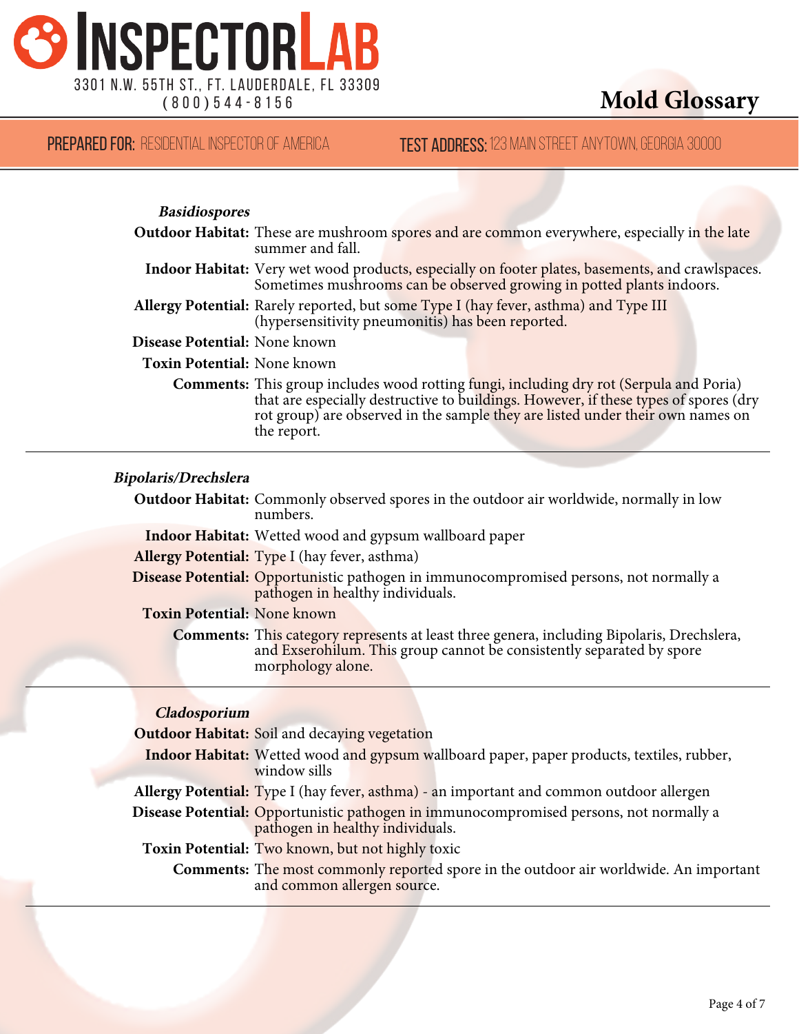# InspectorLab

3301 N.W. 55TH ST., FT. LAUDERDALE, FL 33309
(800)544-8156

## Mold Glossary

**PREPARED FOR:** RESIDENTIAL INSPECTOR OF AMERICA **TEST ADDRESS:** 123 MAIN STREET ANYTOWN, GEORGIA 30000

---

### *Basidiospores*

**Outdoor Habitat:** These are mushroom spores and are common everywhere, especially in the late summer and fall.

**Indoor Habitat:** Very wet wood products, especially on footer plates, basements, and crawlspaces. Sometimes mushrooms can be observed growing in potted plants indoors.

**Allergy Potential:** Rarely reported, but some Type I (hay fever, asthma) and Type III (hypersensitivity pneumonitis) has been reported.

**Disease Potential:** None known

**Toxin Potential:** None known

**Comments:** This group includes wood rotting fungi, including dry rot (Serpula and Poria) that are especially destructive to buildings. However, if these types of spores (dry rot group) are observed in the sample they are listed under their own names on the report.

---

### *Bipolaris/Drechslera*

**Outdoor Habitat:** Commonly observed spores in the outdoor air worldwide, normally in low numbers.

**Indoor Habitat:** Wetted wood and gypsum wallboard paper

**Allergy Potential:** Type I (hay fever, asthma)

**Disease Potential:** Opportunistic pathogen in immunocompromised persons, not normally a pathogen in healthy individuals.

**Toxin Potential:** None known

**Comments:** This category represents at least three genera, including Bipolaris, Drechslera, and Exserohilum. This group cannot be consistently separated by spore morphology alone.

---

### *Cladosporium*

**Outdoor Habitat:** Soil and decaying vegetation

**Indoor Habitat:** Wetted wood and gypsum wallboard paper, paper products, textiles, rubber, window sills

**Allergy Potential:** Type I (hay fever, asthma) - an important and common outdoor allergen

**Disease Potential:** Opportunistic pathogen in immunocompromised persons, not normally a pathogen in healthy individuals.

**Toxin Potential:** Two known, but not highly toxic

**Comments:** The most commonly reported spore in the outdoor air worldwide. An important and common allergen source.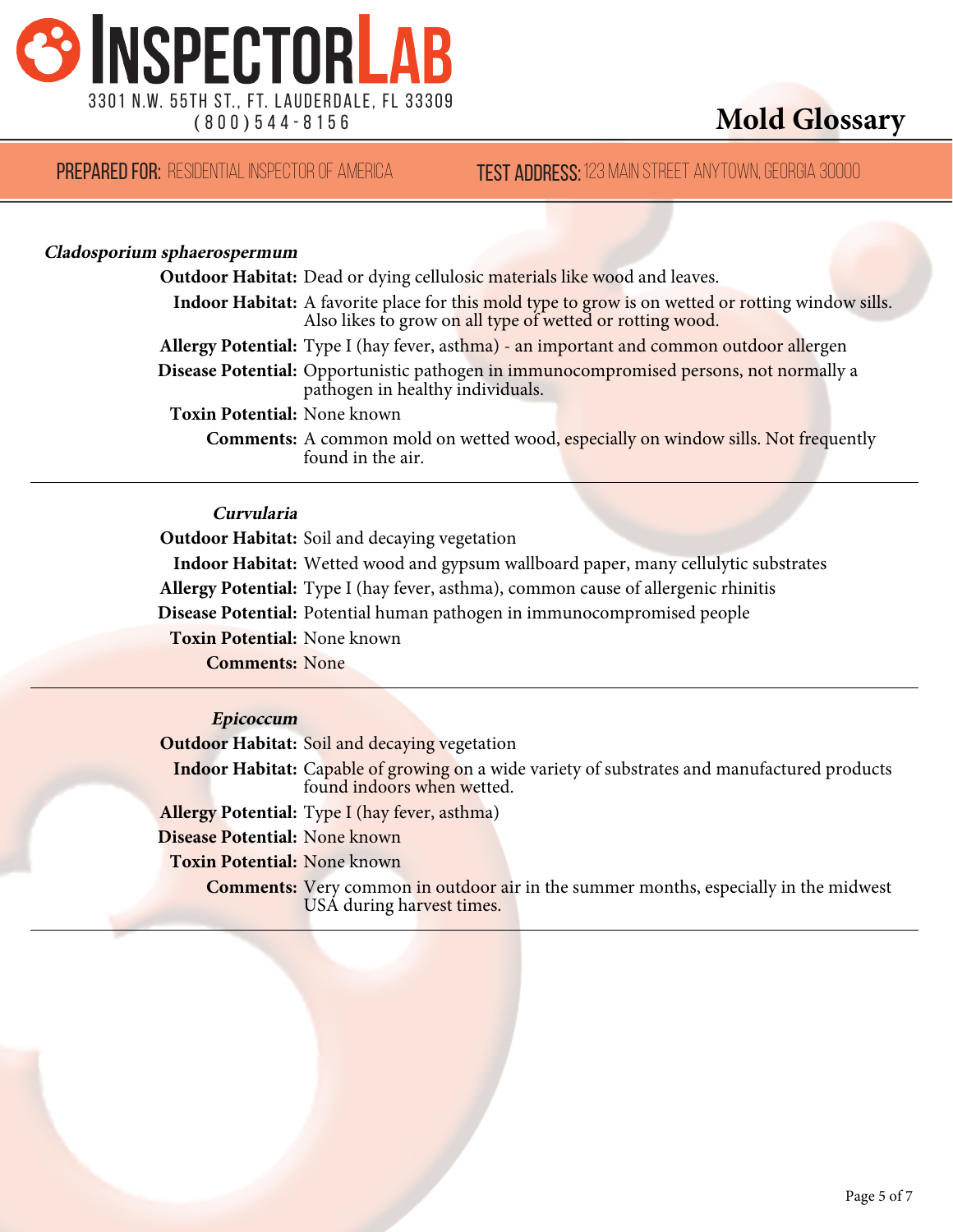# Mold Glossary

**PREPARED FOR:** RESIDENTIAL INSPECTOR OF AMERICA

**TEST ADDRESS:** 123 MAIN STREET ANYTOWN, GEORGIA 30000

### *Cladosporium sphaerospermum*

**Outdoor Habitat:** Dead or dying cellulosic materials like wood and leaves.

**Indoor Habitat:** A favorite place for this mold type to grow is on wetted or rotting window sills. Also likes to grow on all type of wetted or rotting wood.

**Allergy Potential:** Type I (hay fever, asthma) - an important and common outdoor allergen

**Disease Potential:** Opportunistic pathogen in immunocompromised persons, not normally a pathogen in healthy individuals.

**Toxin Potential:** None known

**Comments:** A common mold on wetted wood, especially on window sills. Not frequently found in the air.

---

### *Curvularia*

**Outdoor Habitat:** Soil and decaying vegetation

**Indoor Habitat:** Wetted wood and gypsum wallboard paper, many cellulytic substrates

**Allergy Potential:** Type I (hay fever, asthma), common cause of allergenic rhinitis

**Disease Potential:** Potential human pathogen in immunocompromised people

**Toxin Potential:** None known

**Comments:** None

---

### *Epicoccum*

**Outdoor Habitat:** Soil and decaying vegetation

**Indoor Habitat:** Capable of growing on a wide variety of substrates and manufactured products found indoors when wetted.

**Allergy Potential:** Type I (hay fever, asthma)

**Disease Potential:** None known

**Toxin Potential:** None known

**Comments:** Very common in outdoor air in the summer months, especially in the midwest USA during harvest times.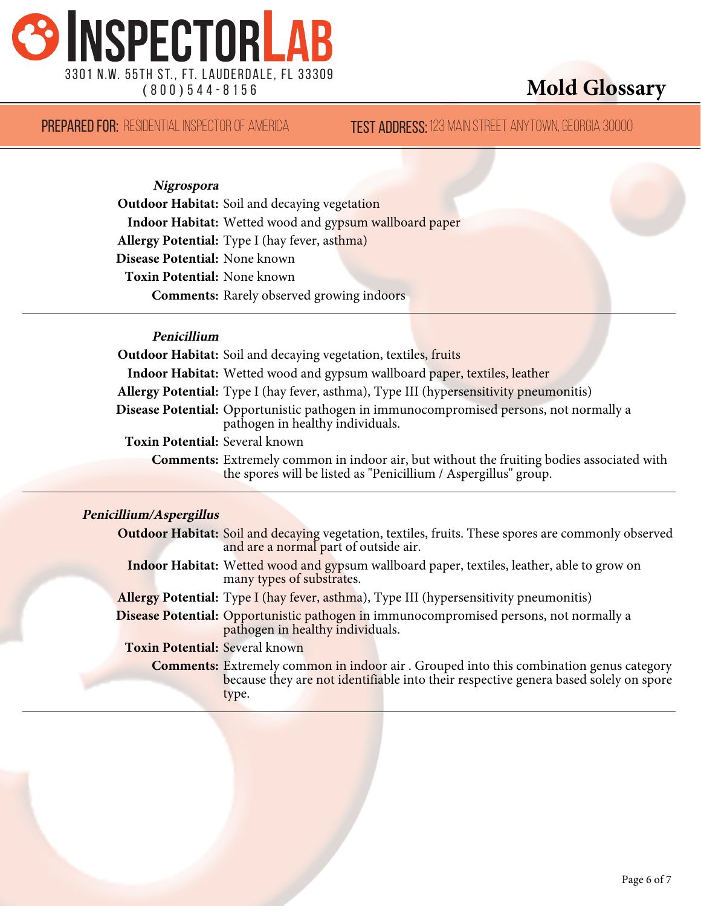# Mold Glossary

**PREPARED FOR:** RESIDENTIAL INSPECTOR OF AMERICA  **TEST ADDRESS:** 123 MAIN STREET ANYTOWN, GEORGIA 30000

***Nigrospora***

**Outdoor Habitat:** Soil and decaying vegetation

**Indoor Habitat:** Wetted wood and gypsum wallboard paper

**Allergy Potential:** Type I (hay fever, asthma)

**Disease Potential:** None known

**Toxin Potential:** None known

**Comments:** Rarely observed growing indoors

---

***Penicillium***

**Outdoor Habitat:** Soil and decaying vegetation, textiles, fruits

**Indoor Habitat:** Wetted wood and gypsum wallboard paper, textiles, leather

**Allergy Potential:** Type I (hay fever, asthma), Type III (hypersensitivity pneumonitis)

**Disease Potential:** Opportunistic pathogen in immunocompromised persons, not normally a pathogen in healthy individuals.

**Toxin Potential:** Several known

**Comments:** Extremely common in indoor air, but without the fruiting bodies associated with the spores will be listed as "Penicillium / Aspergillus" group.

---

***Penicillium/Aspergillus***

**Outdoor Habitat:** Soil and decaying vegetation, textiles, fruits. These spores are commonly observed and are a normal part of outside air.

**Indoor Habitat:** Wetted wood and gypsum wallboard paper, textiles, leather, able to grow on many types of substrates.

**Allergy Potential:** Type I (hay fever, asthma), Type III (hypersensitivity pneumonitis)

**Disease Potential:** Opportunistic pathogen in immunocompromised persons, not normally a pathogen in healthy individuals.

**Toxin Potential:** Several known

**Comments:** Extremely common in indoor air . Grouped into this combination genus category because they are not identifiable into their respective genera based solely on spore type.

---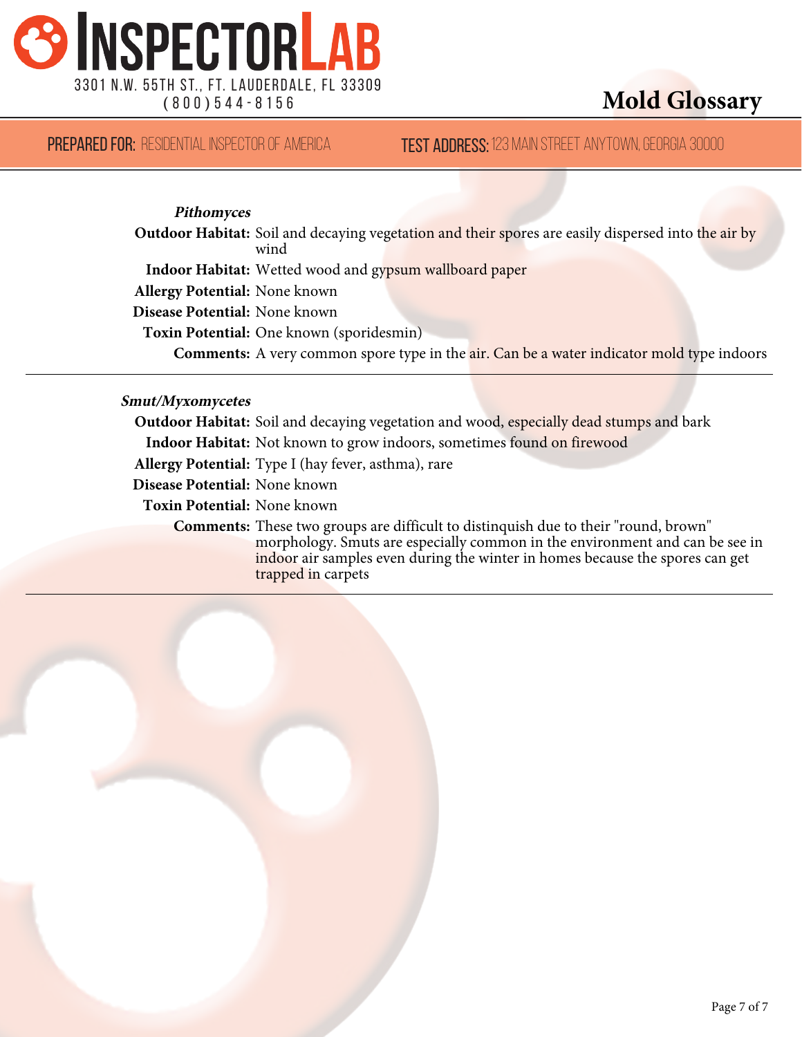# Mold Glossary

**PREPARED FOR:** RESIDENTIAL INSPECTOR OF AMERICA

**TEST ADDRESS:** 123 MAIN STREET ANYTOWN, GEORGIA 30000

***Pithomyces***

**Outdoor Habitat:** Soil and decaying vegetation and their spores are easily dispersed into the air by wind

**Indoor Habitat:** Wetted wood and gypsum wallboard paper

**Allergy Potential:** None known

**Disease Potential:** None known

**Toxin Potential:** One known (sporidesmin)

**Comments:** A very common spore type in the air. Can be a water indicator mold type indoors

---

***Smut/Myxomycetes***

**Outdoor Habitat:** Soil and decaying vegetation and wood, especially dead stumps and bark

**Indoor Habitat:** Not known to grow indoors, sometimes found on firewood

**Allergy Potential:** Type I (hay fever, asthma), rare

**Disease Potential:** None known

**Toxin Potential:** None known

**Comments:** These two groups are difficult to distinquish due to their "round, brown" morphology. Smuts are especially common in the environment and can be see in indoor air samples even during the winter in homes because the spores can get trapped in carpets

---